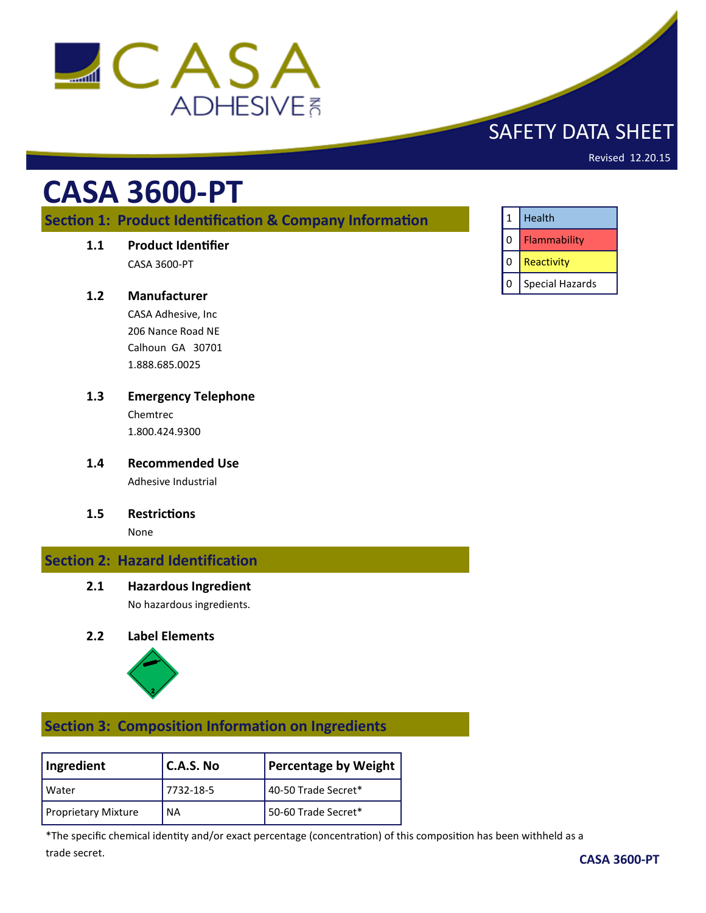CASA ADHESIVE INC.

SAFETY DATA SHEET

Revised 12.20.15

# CASA 3600-PT

| 1 | Health |
|---|---|
| 0 | Flammability |
| 0 | Reactivity |
| 0 | Special Hazards |

## Section 1: Product Identification & Company Information

### 1.1 Product Identifier

CASA 3600-PT

### 1.2 Manufacturer

CASA Adhesive, Inc
206 Nance Road NE
Calhoun GA 30701
1.888.685.0025

### 1.3 Emergency Telephone

Chemtrec
1.800.424.9300

### 1.4 Recommended Use

Adhesive Industrial

### 1.5 Restrictions

None

## Section 2: Hazard Identification

### 2.1 Hazardous Ingredient

No hazardous ingredients.

### 2.2 Label Elements

## Section 3: Composition Information on Ingredients

| Ingredient | C.A.S. No | Percentage by Weight |
|---|---|---|
| Water | 7732-18-5 | 40-50 Trade Secret* |
| Proprietary Mixture | NA | 50-60 Trade Secret* |

*The specific chemical identity and/or exact percentage (concentration) of this composition has been withheld as a trade secret.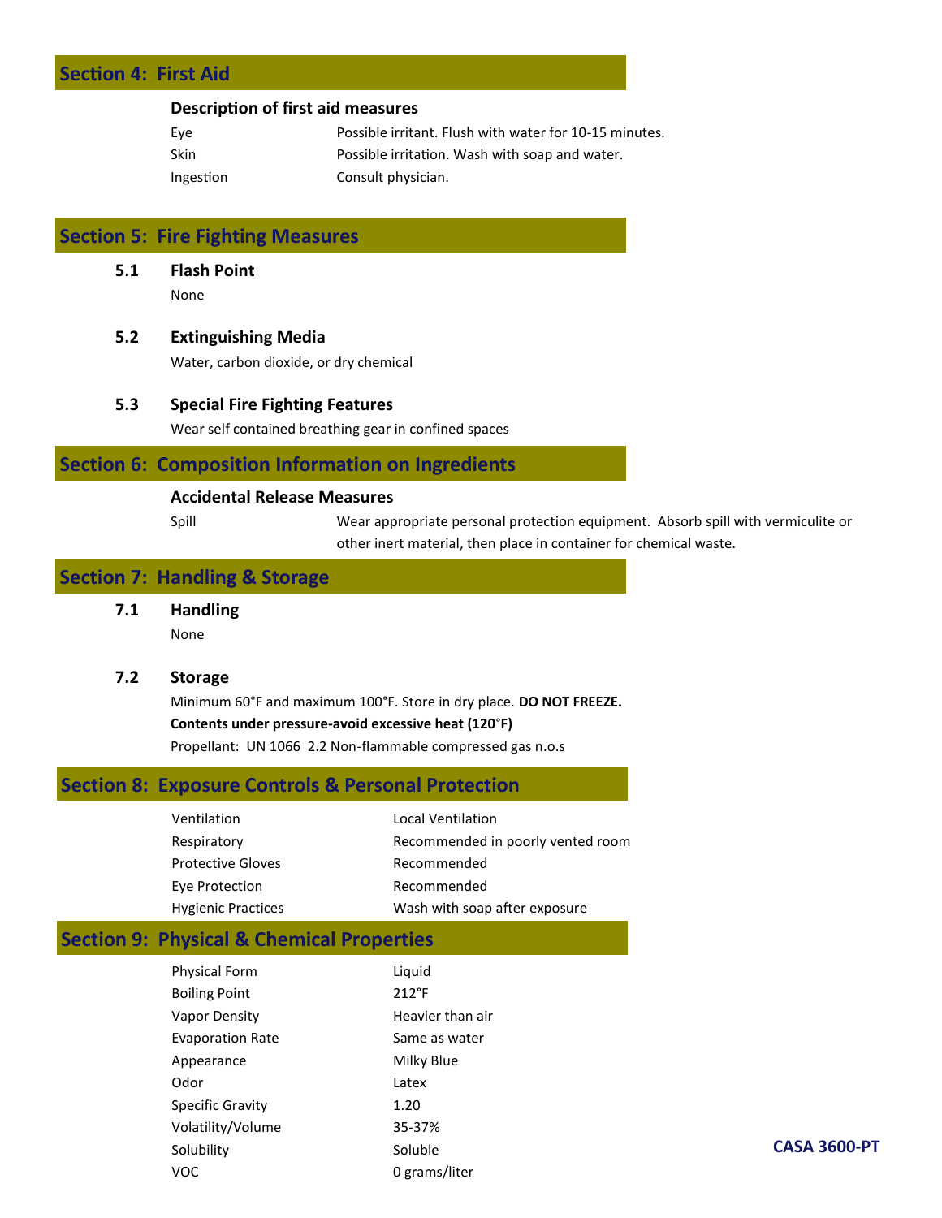## Section 4: First Aid

### Description of first aid measures

| | |
|---|---|
| Eye | Possible irritant. Flush with water for 10-15 minutes. |
| Skin | Possible irritation. Wash with soap and water. |
| Ingestion | Consult physician. |

## Section 5: Fire Fighting Measures

### 5.1 Flash Point

None

### 5.2 Extinguishing Media

Water, carbon dioxide, or dry chemical

### 5.3 Special Fire Fighting Features

Wear self contained breathing gear in confined spaces

## Section 6: Composition Information on Ingredients

### Accidental Release Measures

| | |
|---|---|
| Spill | Wear appropriate personal protection equipment. Absorb spill with vermiculite or other inert material, then place in container for chemical waste. |

## Section 7: Handling & Storage

### 7.1 Handling

None

### 7.2 Storage

Minimum 60°F and maximum 100°F. Store in dry place. **DO NOT FREEZE.**

**Contents under pressure-avoid excessive heat (120°F)**

Propellant: UN 1066 2.2 Non-flammable compressed gas n.o.s

## Section 8: Exposure Controls & Personal Protection

| | |
|---|---|
| Ventilation | Local Ventilation |
| Respiratory | Recommended in poorly vented room |
| Protective Gloves | Recommended |
| Eye Protection | Recommended |
| Hygienic Practices | Wash with soap after exposure |

## Section 9: Physical & Chemical Properties

| | |
|---|---|
| Physical Form | Liquid |
| Boiling Point | 212°F |
| Vapor Density | Heavier than air |
| Evaporation Rate | Same as water |
| Appearance | Milky Blue |
| Odor | Latex |
| Specific Gravity | 1.20 |
| Volatility/Volume | 35-37% |
| Solubility | Soluble |
| VOC | 0 grams/liter |

**CASA 3600-PT**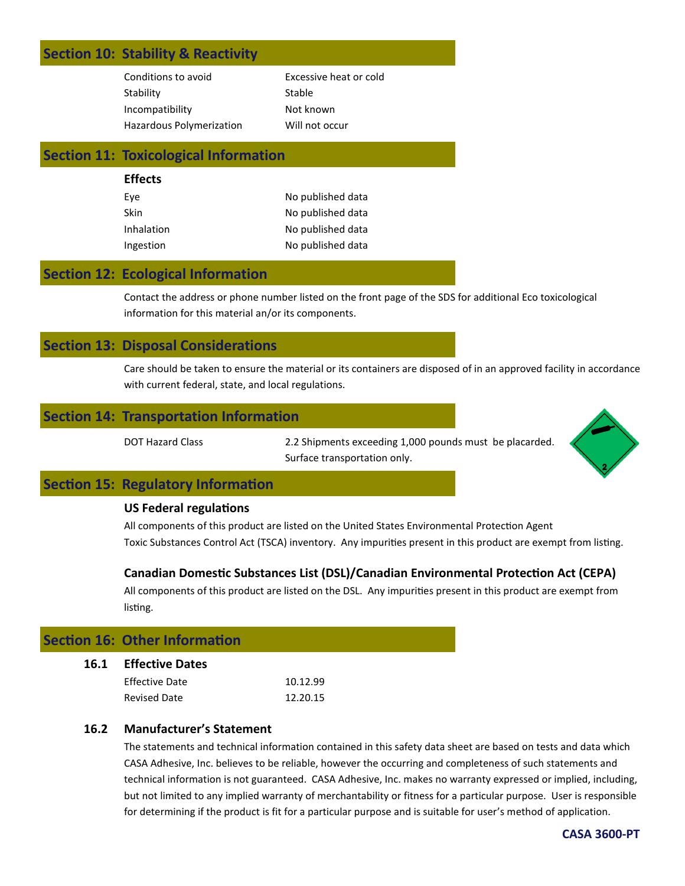## Section 10: Stability & Reactivity

| | |
|---|---|
| Conditions to avoid | Excessive heat or cold |
| Stability | Stable |
| Incompatibility | Not known |
| Hazardous Polymerization | Will not occur |

## Section 11: Toxicological Information

**Effects**

| | |
|---|---|
| Eye | No published data |
| Skin | No published data |
| Inhalation | No published data |
| Ingestion | No published data |

## Section 12: Ecological Information

Contact the address or phone number listed on the front page of the SDS for additional Eco toxicological information for this material an/or its components.

## Section 13: Disposal Considerations

Care should be taken to ensure the material or its containers are disposed of in an approved facility in accordance with current federal, state, and local regulations.

## Section 14: Transportation Information

| | |
|---|---|
| DOT Hazard Class | 2.2 Shipments exceeding 1,000 pounds must be placarded. Surface transportation only. |

2

## Section 15: Regulatory Information

**US Federal regulations**

All components of this product are listed on the United States Environmental Protection Agent Toxic Substances Control Act (TSCA) inventory. Any impurities present in this product are exempt from listing.

**Canadian Domestic Substances List (DSL)/Canadian Environmental Protection Act (CEPA)**

All components of this product are listed on the DSL. Any impurities present in this product are exempt from listing.

## Section 16: Other Information

### 16.1 Effective Dates

| | |
|---|---|
| Effective Date | 10.12.99 |
| Revised Date | 12.20.15 |

### 16.2 Manufacturer's Statement

The statements and technical information contained in this safety data sheet are based on tests and data which CASA Adhesive, Inc. believes to be reliable, however the occurring and completeness of such statements and technical information is not guaranteed. CASA Adhesive, Inc. makes no warranty expressed or implied, including, but not limited to any implied warranty of merchantability or fitness for a particular purpose. User is responsible for determining if the product is fit for a particular purpose and is suitable for user's method of application.

**CASA 3600-PT**